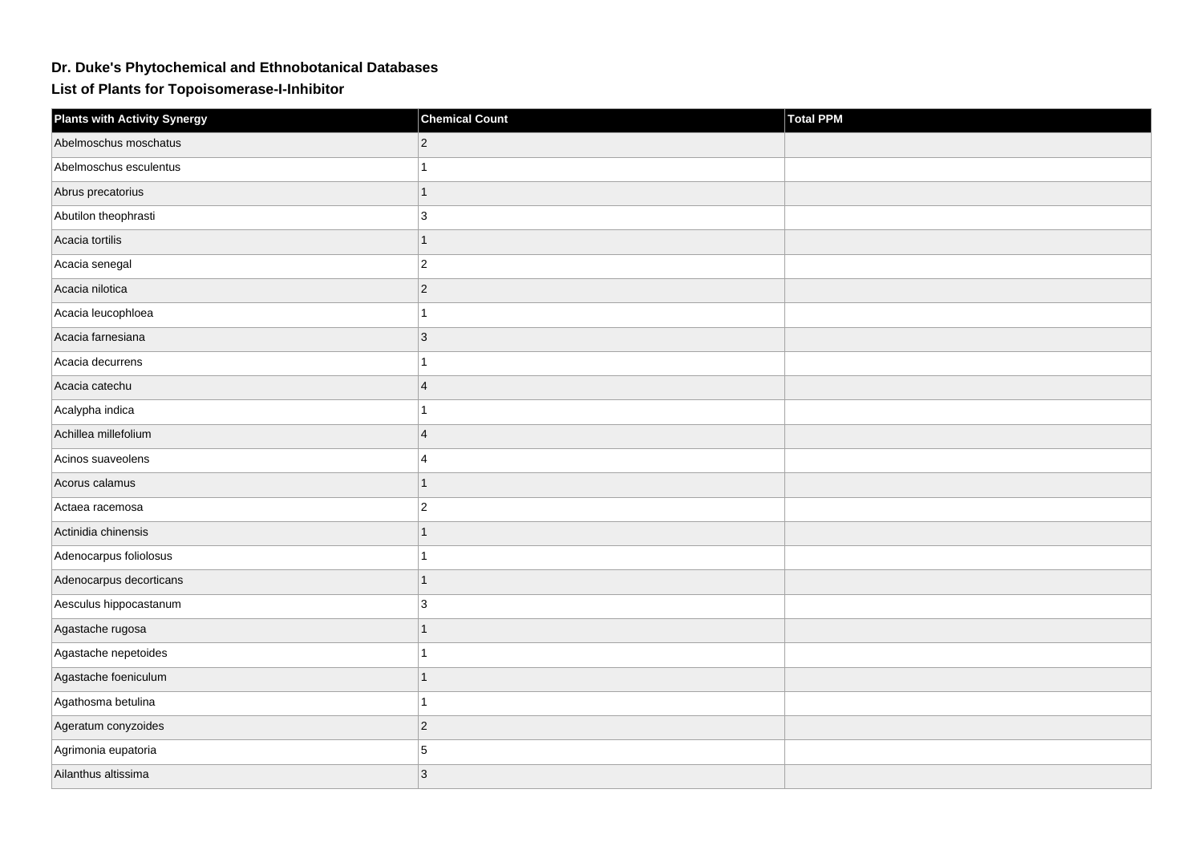# Dr. Duke's Phytochemical and Ethnobotanical Databases

## List of Plants for Topoisomerase-I-Inhibitor

| Plants with Activity Synergy | Chemical Count | Total PPM |
| --- | --- | --- |
| Abelmoschus moschatus | 2 | |
| Abelmoschus esculentus | 1 | |
| Abrus precatorius | 1 | |
| Abutilon theophrasti | 3 | |
| Acacia tortilis | 1 | |
| Acacia senegal | 2 | |
| Acacia nilotica | 2 | |
| Acacia leucophloea | 1 | |
| Acacia farnesiana | 3 | |
| Acacia decurrens | 1 | |
| Acacia catechu | 4 | |
| Acalypha indica | 1 | |
| Achillea millefolium | 4 | |
| Acinos suaveolens | 4 | |
| Acorus calamus | 1 | |
| Actaea racemosa | 2 | |
| Actinidia chinensis | 1 | |
| Adenocarpus foliolosus | 1 | |
| Adenocarpus decorticans | 1 | |
| Aesculus hippocastanum | 3 | |
| Agastache rugosa | 1 | |
| Agastache nepetoides | 1 | |
| Agastache foeniculum | 1 | |
| Agathosma betulina | 1 | |
| Ageratum conyzoides | 2 | |
| Agrimonia eupatoria | 5 | |
| Ailanthus altissima | 3 | |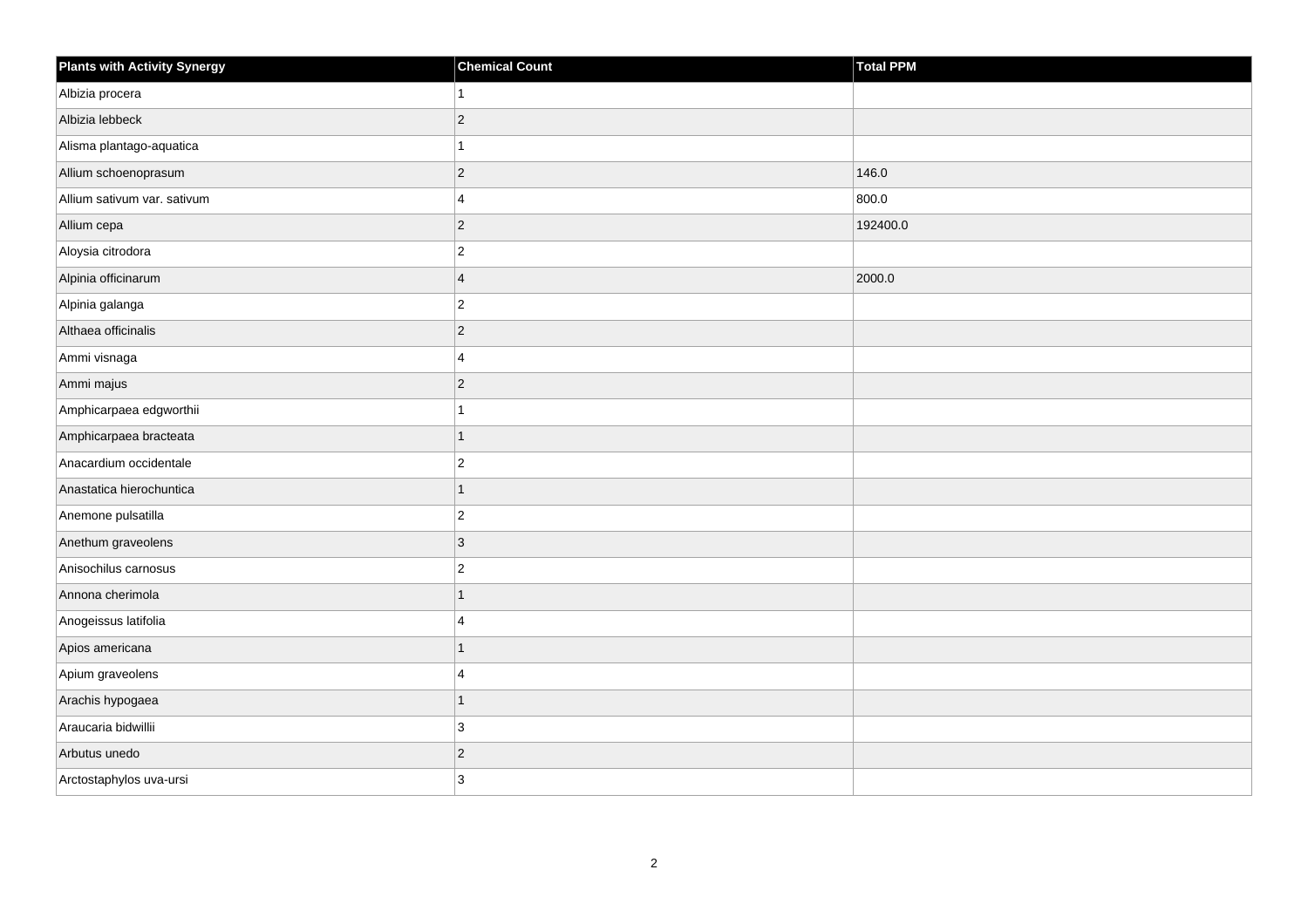| Plants with Activity Synergy | Chemical Count | Total PPM |
| --- | --- | --- |
| Albizia procera | 1 | |
| Albizia lebbeck | 2 | |
| Alisma plantago-aquatica | 1 | |
| Allium schoenoprasum | 2 | 146.0 |
| Allium sativum var. sativum | 4 | 800.0 |
| Allium cepa | 2 | 192400.0 |
| Aloysia citrodora | 2 | |
| Alpinia officinarum | 4 | 2000.0 |
| Alpinia galanga | 2 | |
| Althaea officinalis | 2 | |
| Ammi visnaga | 4 | |
| Ammi majus | 2 | |
| Amphicarpaea edgworthii | 1 | |
| Amphicarpaea bracteata | 1 | |
| Anacardium occidentale | 2 | |
| Anastatica hierochuntica | 1 | |
| Anemone pulsatilla | 2 | |
| Anethum graveolens | 3 | |
| Anisochilus carnosus | 2 | |
| Annona cherimola | 1 | |
| Anogeissus latifolia | 4 | |
| Apios americana | 1 | |
| Apium graveolens | 4 | |
| Arachis hypogaea | 1 | |
| Araucaria bidwillii | 3 | |
| Arbutus unedo | 2 | |
| Arctostaphylos uva-ursi | 3 | |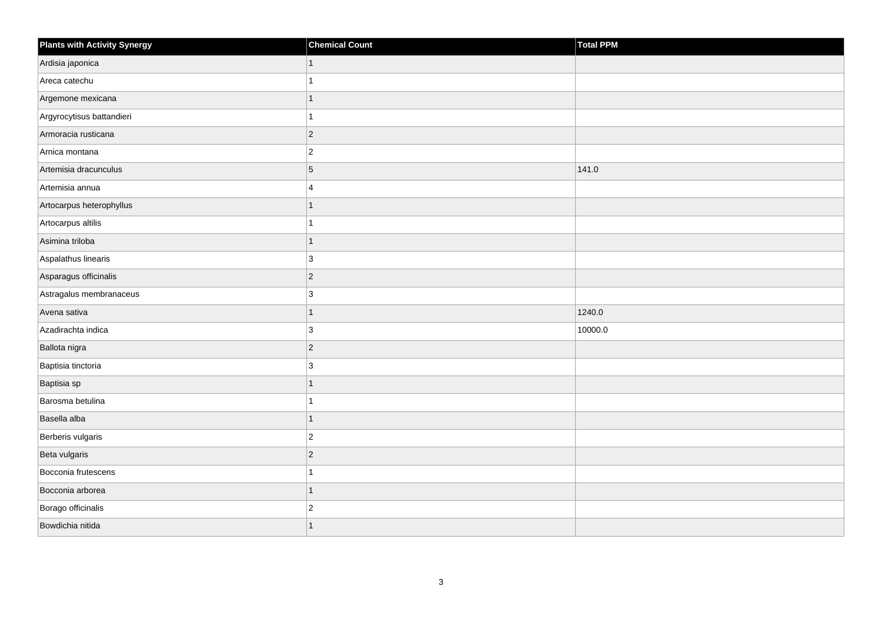| Plants with Activity Synergy | Chemical Count | Total PPM |
| --- | --- | --- |
| Ardisia japonica | 1 | |
| Areca catechu | 1 | |
| Argemone mexicana | 1 | |
| Argyrocytisus battandieri | 1 | |
| Armoracia rusticana | 2 | |
| Arnica montana | 2 | |
| Artemisia dracunculus | 5 | 141.0 |
| Artemisia annua | 4 | |
| Artocarpus heterophyllus | 1 | |
| Artocarpus altilis | 1 | |
| Asimina triloba | 1 | |
| Aspalathus linearis | 3 | |
| Asparagus officinalis | 2 | |
| Astragalus membranaceus | 3 | |
| Avena sativa | 1 | 1240.0 |
| Azadirachta indica | 3 | 10000.0 |
| Ballota nigra | 2 | |
| Baptisia tinctoria | 3 | |
| Baptisia sp | 1 | |
| Barosma betulina | 1 | |
| Basella alba | 1 | |
| Berberis vulgaris | 2 | |
| Beta vulgaris | 2 | |
| Bocconia frutescens | 1 | |
| Bocconia arborea | 1 | |
| Borago officinalis | 2 | |
| Bowdichia nitida | 1 | |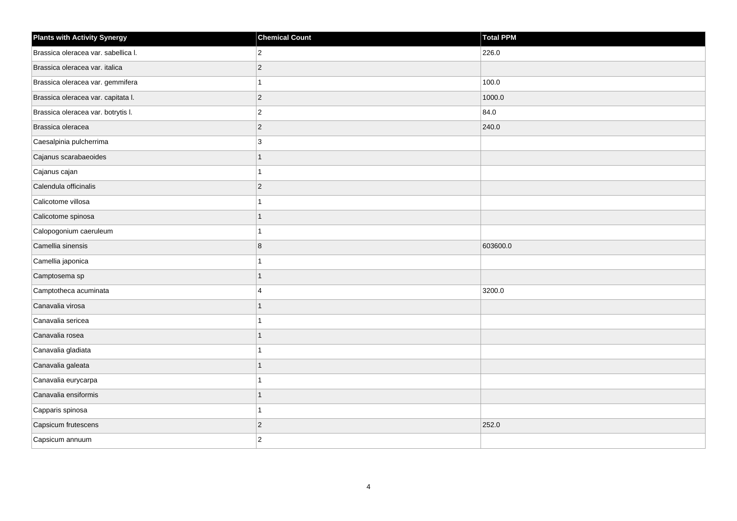| Plants with Activity Synergy | Chemical Count | Total PPM |
|---|---|---|
| Brassica oleracea var. sabellica l. | 2 | 226.0 |
| Brassica oleracea var. italica | 2 | |
| Brassica oleracea var. gemmifera | 1 | 100.0 |
| Brassica oleracea var. capitata l. | 2 | 1000.0 |
| Brassica oleracea var. botrytis l. | 2 | 84.0 |
| Brassica oleracea | 2 | 240.0 |
| Caesalpinia pulcherrima | 3 | |
| Cajanus scarabaeoides | 1 | |
| Cajanus cajan | 1 | |
| Calendula officinalis | 2 | |
| Calicotome villosa | 1 | |
| Calicotome spinosa | 1 | |
| Calopogonium caeruleum | 1 | |
| Camellia sinensis | 8 | 603600.0 |
| Camellia japonica | 1 | |
| Camptosema sp | 1 | |
| Camptotheca acuminata | 4 | 3200.0 |
| Canavalia virosa | 1 | |
| Canavalia sericea | 1 | |
| Canavalia rosea | 1 | |
| Canavalia gladiata | 1 | |
| Canavalia galeata | 1 | |
| Canavalia eurycarpa | 1 | |
| Canavalia ensiformis | 1 | |
| Capparis spinosa | 1 | |
| Capsicum frutescens | 2 | 252.0 |
| Capsicum annuum | 2 | |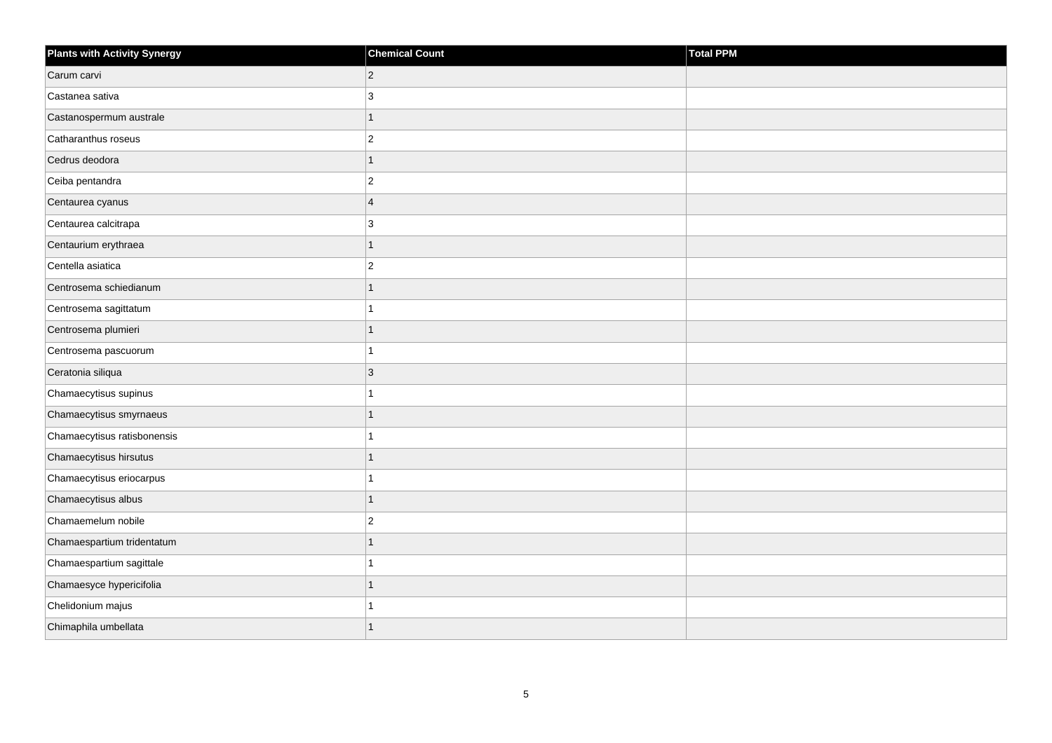| Plants with Activity Synergy | Chemical Count | Total PPM |
| --- | --- | --- |
| Carum carvi | 2 | |
| Castanea sativa | 3 | |
| Castanospermum australe | 1 | |
| Catharanthus roseus | 2 | |
| Cedrus deodora | 1 | |
| Ceiba pentandra | 2 | |
| Centaurea cyanus | 4 | |
| Centaurea calcitrapa | 3 | |
| Centaurium erythraea | 1 | |
| Centella asiatica | 2 | |
| Centrosema schiedianum | 1 | |
| Centrosema sagittatum | 1 | |
| Centrosema plumieri | 1 | |
| Centrosema pascuorum | 1 | |
| Ceratonia siliqua | 3 | |
| Chamaecytisus supinus | 1 | |
| Chamaecytisus smyrnaeus | 1 | |
| Chamaecytisus ratisbonensis | 1 | |
| Chamaecytisus hirsutus | 1 | |
| Chamaecytisus eriocarpus | 1 | |
| Chamaecytisus albus | 1 | |
| Chamaemelum nobile | 2 | |
| Chamaespartium tridentatum | 1 | |
| Chamaespartium sagittale | 1 | |
| Chamaesyce hypericifolia | 1 | |
| Chelidonium majus | 1 | |
| Chimaphila umbellata | 1 | |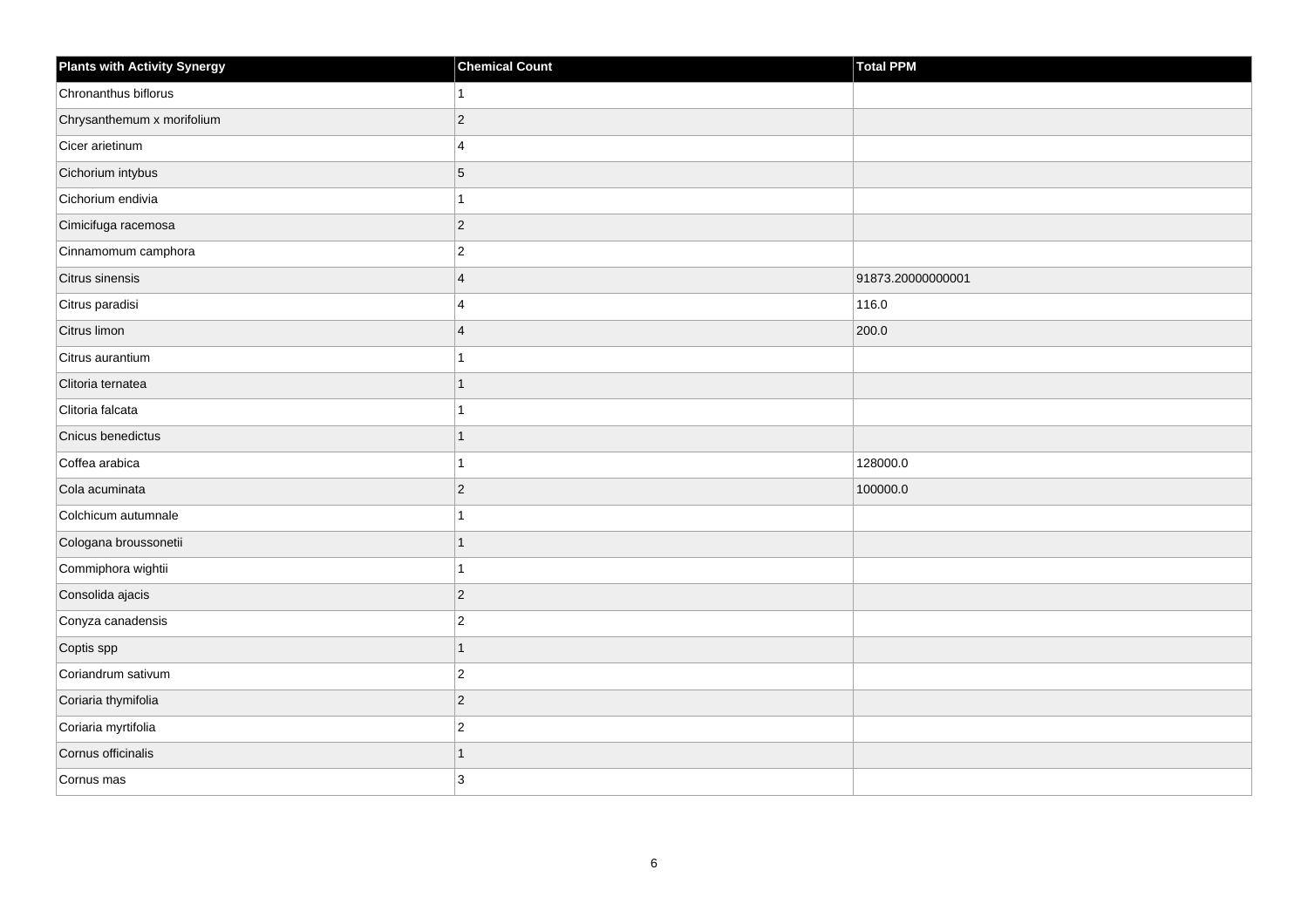| Plants with Activity Synergy | Chemical Count | Total PPM |
|---|---|---|
| Chronanthus biflorus | 1 | |
| Chrysanthemum x morifolium | 2 | |
| Cicer arietinum | 4 | |
| Cichorium intybus | 5 | |
| Cichorium endivia | 1 | |
| Cimicifuga racemosa | 2 | |
| Cinnamomum camphora | 2 | |
| Citrus sinensis | 4 | 91873.20000000001 |
| Citrus paradisi | 4 | 116.0 |
| Citrus limon | 4 | 200.0 |
| Citrus aurantium | 1 | |
| Clitoria ternatea | 1 | |
| Clitoria falcata | 1 | |
| Cnicus benedictus | 1 | |
| Coffea arabica | 1 | 128000.0 |
| Cola acuminata | 2 | 100000.0 |
| Colchicum autumnale | 1 | |
| Cologana broussonetii | 1 | |
| Commiphora wightii | 1 | |
| Consolida ajacis | 2 | |
| Conyza canadensis | 2 | |
| Coptis spp | 1 | |
| Coriandrum sativum | 2 | |
| Coriaria thymifolia | 2 | |
| Coriaria myrtifolia | 2 | |
| Cornus officinalis | 1 | |
| Cornus mas | 3 | |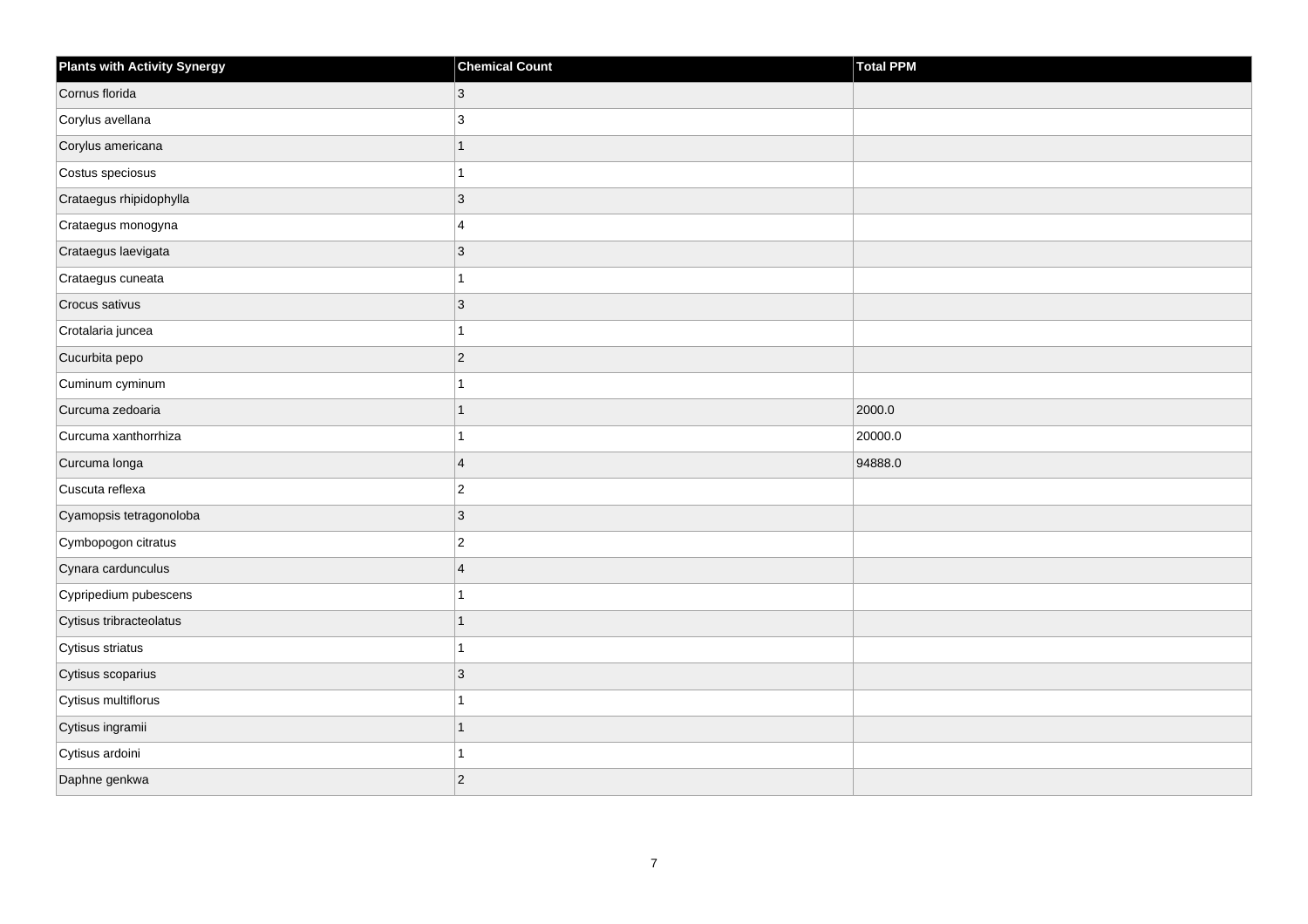| Plants with Activity Synergy | Chemical Count | Total PPM |
| --- | --- | --- |
| Cornus florida | 3 | |
| Corylus avellana | 3 | |
| Corylus americana | 1 | |
| Costus speciosus | 1 | |
| Crataegus rhipidophylla | 3 | |
| Crataegus monogyna | 4 | |
| Crataegus laevigata | 3 | |
| Crataegus cuneata | 1 | |
| Crocus sativus | 3 | |
| Crotalaria juncea | 1 | |
| Cucurbita pepo | 2 | |
| Cuminum cyminum | 1 | |
| Curcuma zedoaria | 1 | 2000.0 |
| Curcuma xanthorrhiza | 1 | 20000.0 |
| Curcuma longa | 4 | 94888.0 |
| Cuscuta reflexa | 2 | |
| Cyamopsis tetragonoloba | 3 | |
| Cymbopogon citratus | 2 | |
| Cynara cardunculus | 4 | |
| Cypripedium pubescens | 1 | |
| Cytisus tribracteolatus | 1 | |
| Cytisus striatus | 1 | |
| Cytisus scoparius | 3 | |
| Cytisus multiflorus | 1 | |
| Cytisus ingramii | 1 | |
| Cytisus ardoini | 1 | |
| Daphne genkwa | 2 | |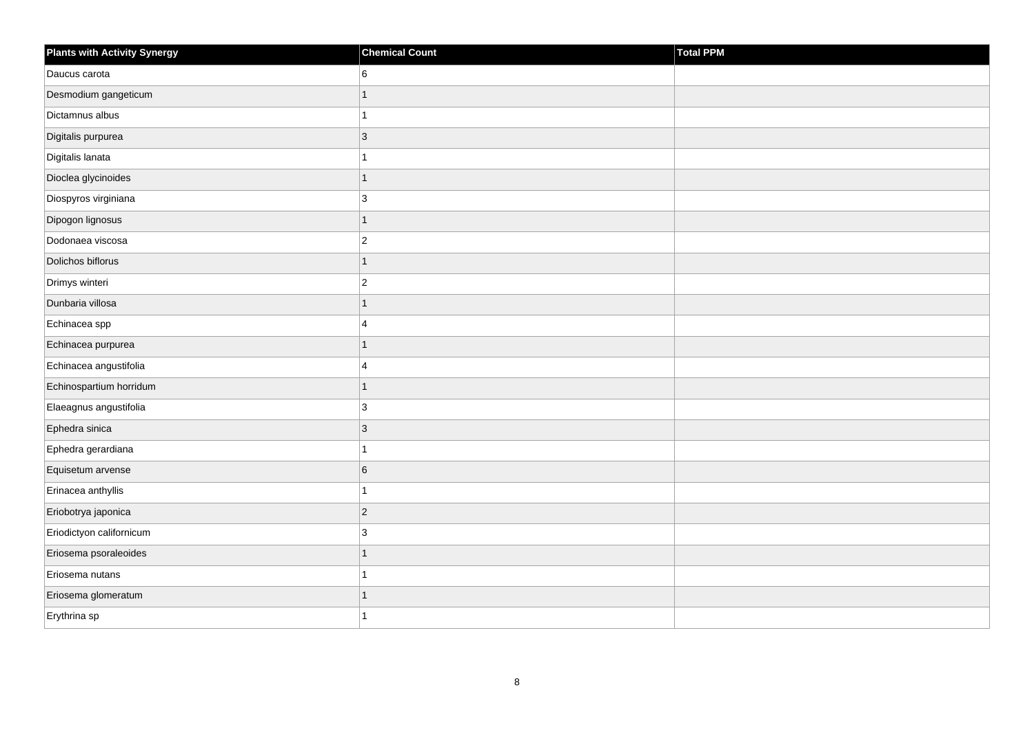| Plants with Activity Synergy | Chemical Count | Total PPM |
|---|---|---|
| Daucus carota | 6 | |
| Desmodium gangeticum | 1 | |
| Dictamnus albus | 1 | |
| Digitalis purpurea | 3 | |
| Digitalis lanata | 1 | |
| Dioclea glycinoides | 1 | |
| Diospyros virginiana | 3 | |
| Dipogon lignosus | 1 | |
| Dodonaea viscosa | 2 | |
| Dolichos biflorus | 1 | |
| Drimys winteri | 2 | |
| Dunbaria villosa | 1 | |
| Echinacea spp | 4 | |
| Echinacea purpurea | 1 | |
| Echinacea angustifolia | 4 | |
| Echinospartium horridum | 1 | |
| Elaeagnus angustifolia | 3 | |
| Ephedra sinica | 3 | |
| Ephedra gerardiana | 1 | |
| Equisetum arvense | 6 | |
| Erinacea anthyllis | 1 | |
| Eriobotrya japonica | 2 | |
| Eriodictyon californicum | 3 | |
| Eriosema psoraleoides | 1 | |
| Eriosema nutans | 1 | |
| Eriosema glomeratum | 1 | |
| Erythrina sp | 1 | |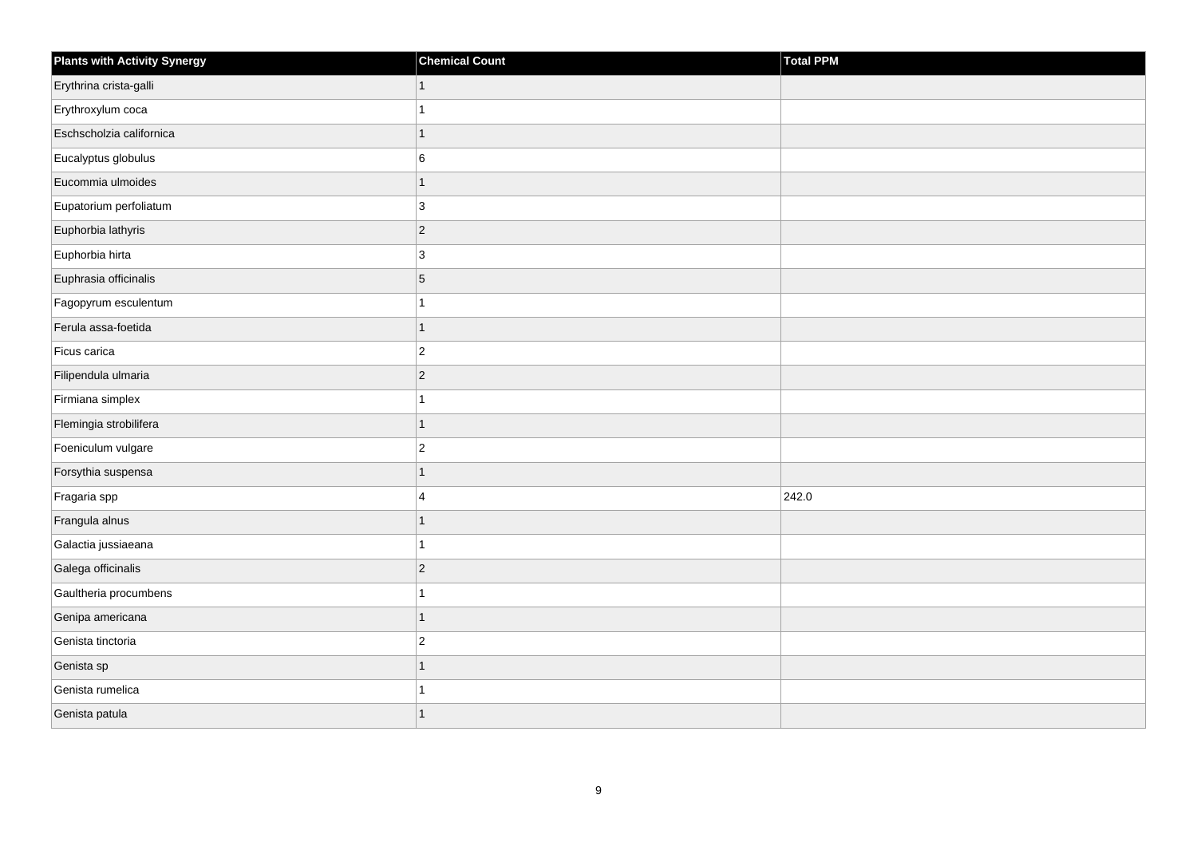| Plants with Activity Synergy | Chemical Count | Total PPM |
| --- | --- | --- |
| Erythrina crista-galli | 1 | |
| Erythroxylum coca | 1 | |
| Eschscholzia californica | 1 | |
| Eucalyptus globulus | 6 | |
| Eucommia ulmoides | 1 | |
| Eupatorium perfoliatum | 3 | |
| Euphorbia lathyris | 2 | |
| Euphorbia hirta | 3 | |
| Euphrasia officinalis | 5 | |
| Fagopyrum esculentum | 1 | |
| Ferula assa-foetida | 1 | |
| Ficus carica | 2 | |
| Filipendula ulmaria | 2 | |
| Firmiana simplex | 1 | |
| Flemingia strobilifera | 1 | |
| Foeniculum vulgare | 2 | |
| Forsythia suspensa | 1 | |
| Fragaria spp | 4 | 242.0 |
| Frangula alnus | 1 | |
| Galactia jussiaeana | 1 | |
| Galega officinalis | 2 | |
| Gaultheria procumbens | 1 | |
| Genipa americana | 1 | |
| Genista tinctoria | 2 | |
| Genista sp | 1 | |
| Genista rumelica | 1 | |
| Genista patula | 1 | |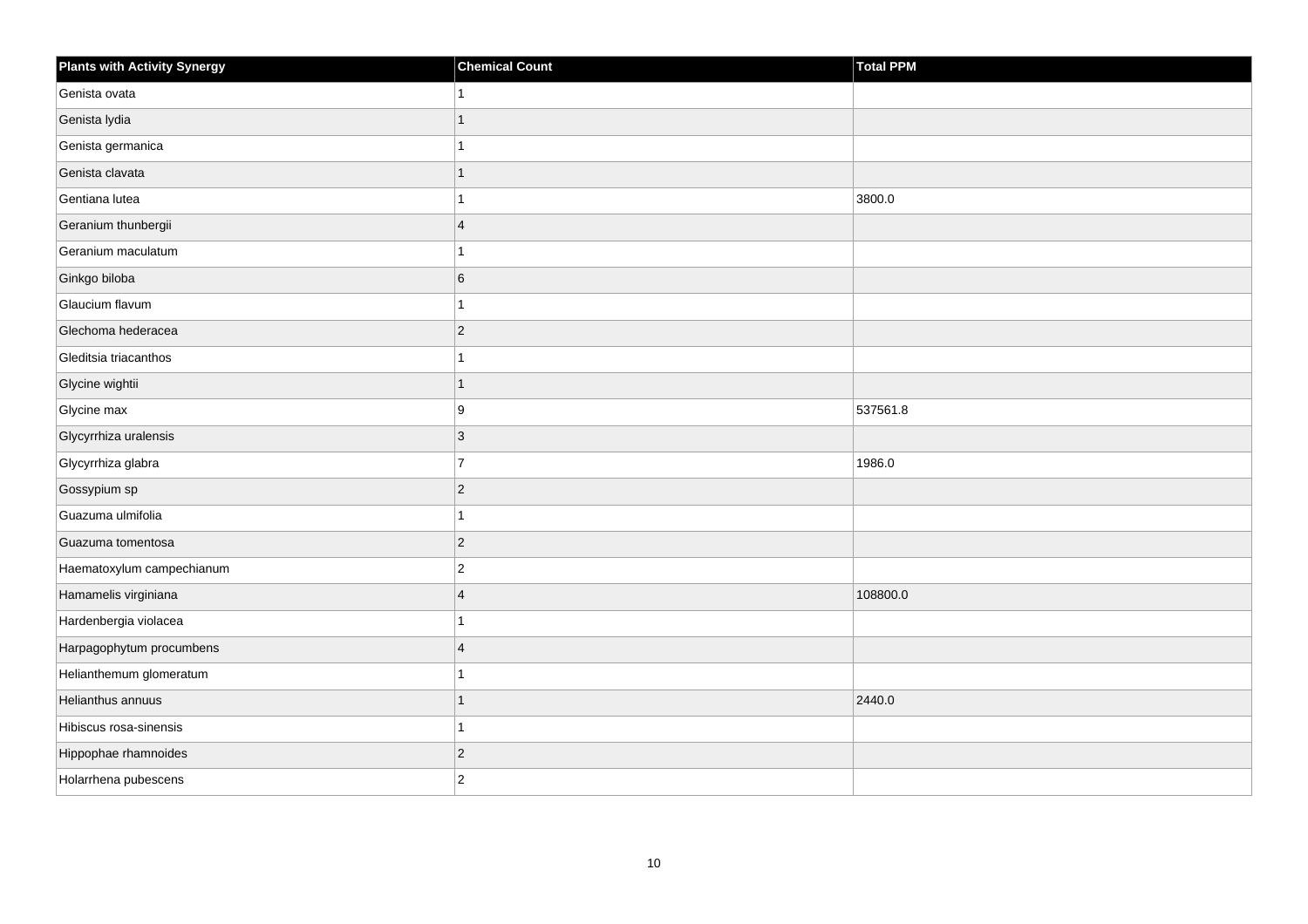| Plants with Activity Synergy | Chemical Count | Total PPM |
| --- | --- | --- |
| Genista ovata | 1 | |
| Genista lydia | 1 | |
| Genista germanica | 1 | |
| Genista clavata | 1 | |
| Gentiana lutea | 1 | 3800.0 |
| Geranium thunbergii | 4 | |
| Geranium maculatum | 1 | |
| Ginkgo biloba | 6 | |
| Glaucium flavum | 1 | |
| Glechoma hederacea | 2 | |
| Gleditsia triacanthos | 1 | |
| Glycine wightii | 1 | |
| Glycine max | 9 | 537561.8 |
| Glycyrrhiza uralensis | 3 | |
| Glycyrrhiza glabra | 7 | 1986.0 |
| Gossypium sp | 2 | |
| Guazuma ulmifolia | 1 | |
| Guazuma tomentosa | 2 | |
| Haematoxylum campechianum | 2 | |
| Hamamelis virginiana | 4 | 108800.0 |
| Hardenbergia violacea | 1 | |
| Harpagophytum procumbens | 4 | |
| Helianthemum glomeratum | 1 | |
| Helianthus annuus | 1 | 2440.0 |
| Hibiscus rosa-sinensis | 1 | |
| Hippophae rhamnoides | 2 | |
| Holarrhena pubescens | 2 | |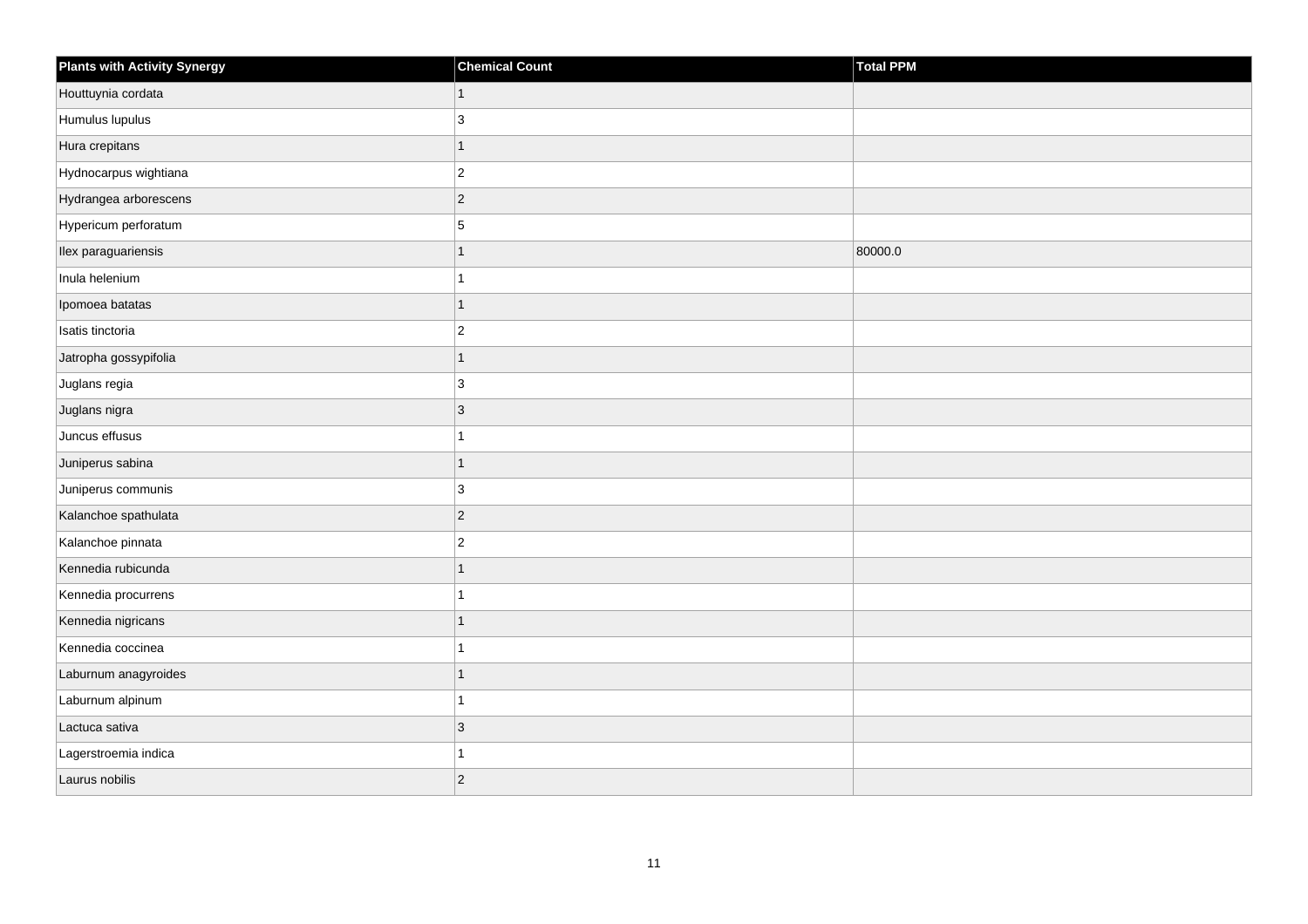| Plants with Activity Synergy | Chemical Count | Total PPM |
| --- | --- | --- |
| Houttuynia cordata | 1 | |
| Humulus lupulus | 3 | |
| Hura crepitans | 1 | |
| Hydnocarpus wightiana | 2 | |
| Hydrangea arborescens | 2 | |
| Hypericum perforatum | 5 | |
| Ilex paraguariensis | 1 | 80000.0 |
| Inula helenium | 1 | |
| Ipomoea batatas | 1 | |
| Isatis tinctoria | 2 | |
| Jatropha gossypifolia | 1 | |
| Juglans regia | 3 | |
| Juglans nigra | 3 | |
| Juncus effusus | 1 | |
| Juniperus sabina | 1 | |
| Juniperus communis | 3 | |
| Kalanchoe spathulata | 2 | |
| Kalanchoe pinnata | 2 | |
| Kennedia rubicunda | 1 | |
| Kennedia procurrens | 1 | |
| Kennedia nigricans | 1 | |
| Kennedia coccinea | 1 | |
| Laburnum anagyroides | 1 | |
| Laburnum alpinum | 1 | |
| Lactuca sativa | 3 | |
| Lagerstroemia indica | 1 | |
| Laurus nobilis | 2 | |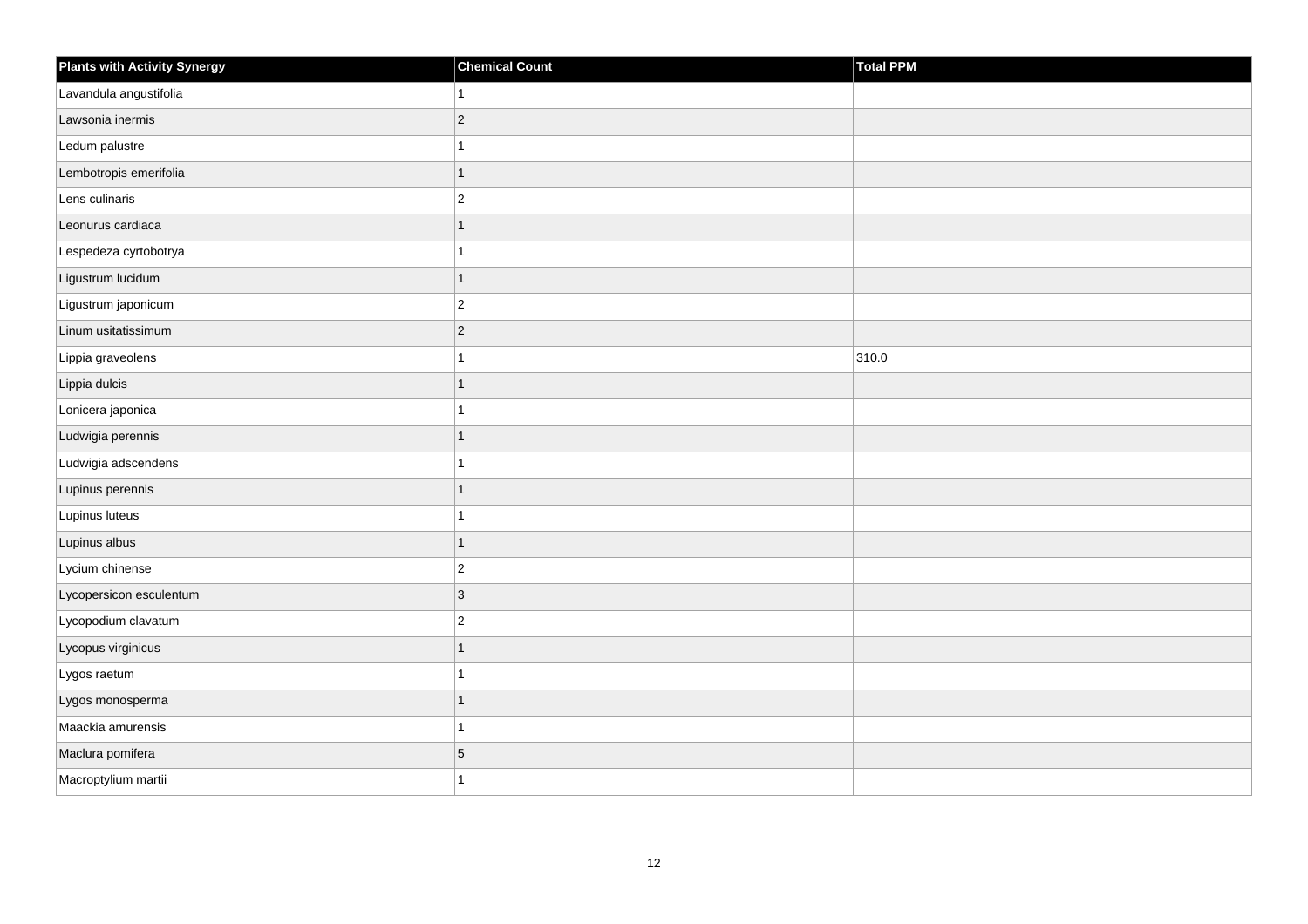| Plants with Activity Synergy | Chemical Count | Total PPM |
| --- | --- | --- |
| Lavandula angustifolia | 1 | |
| Lawsonia inermis | 2 | |
| Ledum palustre | 1 | |
| Lembotropis emerifolia | 1 | |
| Lens culinaris | 2 | |
| Leonurus cardiaca | 1 | |
| Lespedeza cyrtobotrya | 1 | |
| Ligustrum lucidum | 1 | |
| Ligustrum japonicum | 2 | |
| Linum usitatissimum | 2 | |
| Lippia graveolens | 1 | 310.0 |
| Lippia dulcis | 1 | |
| Lonicera japonica | 1 | |
| Ludwigia perennis | 1 | |
| Ludwigia adscendens | 1 | |
| Lupinus perennis | 1 | |
| Lupinus luteus | 1 | |
| Lupinus albus | 1 | |
| Lycium chinense | 2 | |
| Lycopersicon esculentum | 3 | |
| Lycopodium clavatum | 2 | |
| Lycopus virginicus | 1 | |
| Lygos raetum | 1 | |
| Lygos monosperma | 1 | |
| Maackia amurensis | 1 | |
| Maclura pomifera | 5 | |
| Macroptylium martii | 1 | |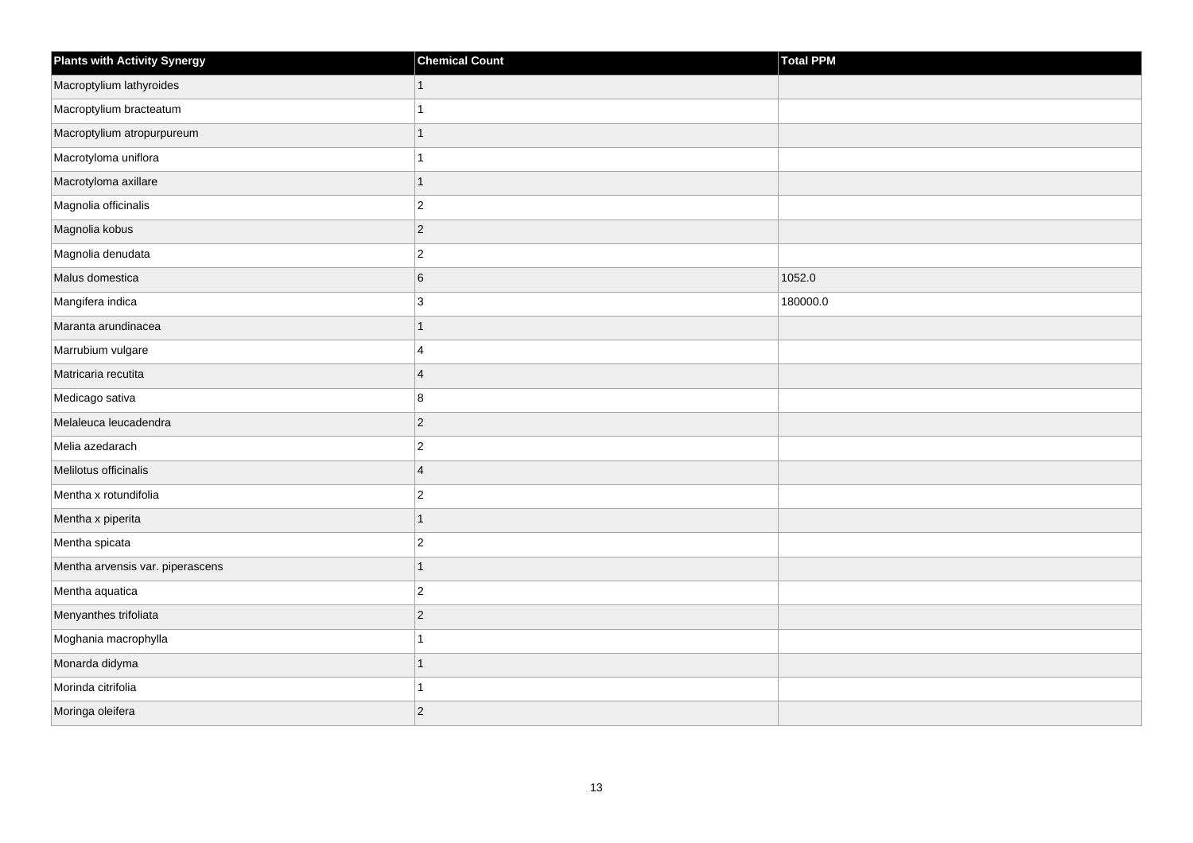| Plants with Activity Synergy | Chemical Count | Total PPM |
| --- | --- | --- |
| Macroptylium lathyroides | 1 | |
| Macroptylium bracteatum | 1 | |
| Macroptylium atropurpureum | 1 | |
| Macrotyloma uniflora | 1 | |
| Macrotyloma axillare | 1 | |
| Magnolia officinalis | 2 | |
| Magnolia kobus | 2 | |
| Magnolia denudata | 2 | |
| Malus domestica | 6 | 1052.0 |
| Mangifera indica | 3 | 180000.0 |
| Maranta arundinacea | 1 | |
| Marrubium vulgare | 4 | |
| Matricaria recutita | 4 | |
| Medicago sativa | 8 | |
| Melaleuca leucadendra | 2 | |
| Melia azedarach | 2 | |
| Melilotus officinalis | 4 | |
| Mentha x rotundifolia | 2 | |
| Mentha x piperita | 1 | |
| Mentha spicata | 2 | |
| Mentha arvensis var. piperascens | 1 | |
| Mentha aquatica | 2 | |
| Menyanthes trifoliata | 2 | |
| Moghania macrophylla | 1 | |
| Monarda didyma | 1 | |
| Morinda citrifolia | 1 | |
| Moringa oleifera | 2 | |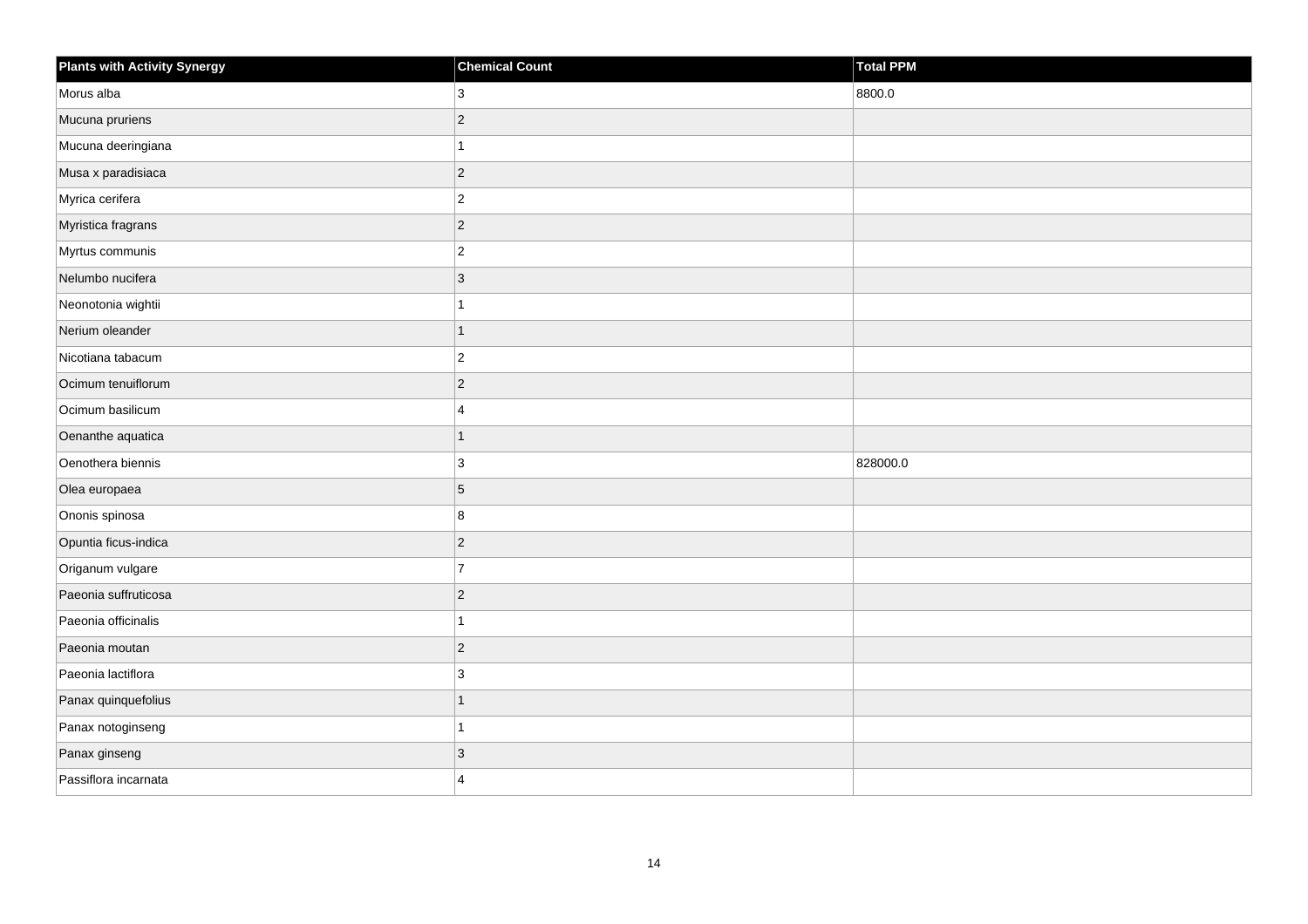| Plants with Activity Synergy | Chemical Count | Total PPM |
| --- | --- | --- |
| Morus alba | 3 | 8800.0 |
| Mucuna pruriens | 2 | |
| Mucuna deeringiana | 1 | |
| Musa x paradisiaca | 2 | |
| Myrica cerifera | 2 | |
| Myristica fragrans | 2 | |
| Myrtus communis | 2 | |
| Nelumbo nucifera | 3 | |
| Neonotonia wightii | 1 | |
| Nerium oleander | 1 | |
| Nicotiana tabacum | 2 | |
| Ocimum tenuiflorum | 2 | |
| Ocimum basilicum | 4 | |
| Oenanthe aquatica | 1 | |
| Oenothera biennis | 3 | 828000.0 |
| Olea europaea | 5 | |
| Ononis spinosa | 8 | |
| Opuntia ficus-indica | 2 | |
| Origanum vulgare | 7 | |
| Paeonia suffruticosa | 2 | |
| Paeonia officinalis | 1 | |
| Paeonia moutan | 2 | |
| Paeonia lactiflora | 3 | |
| Panax quinquefolius | 1 | |
| Panax notoginseng | 1 | |
| Panax ginseng | 3 | |
| Passiflora incarnata | 4 | |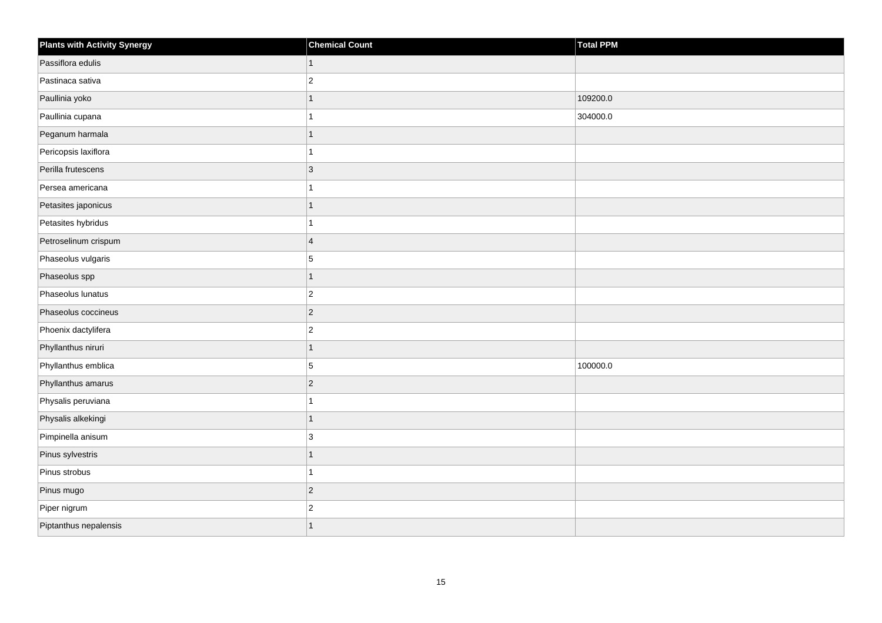| Plants with Activity Synergy | Chemical Count | Total PPM |
| --- | --- | --- |
| Passiflora edulis | 1 | |
| Pastinaca sativa | 2 | |
| Paullinia yoko | 1 | 109200.0 |
| Paullinia cupana | 1 | 304000.0 |
| Peganum harmala | 1 | |
| Pericopsis laxiflora | 1 | |
| Perilla frutescens | 3 | |
| Persea americana | 1 | |
| Petasites japonicus | 1 | |
| Petasites hybridus | 1 | |
| Petroselinum crispum | 4 | |
| Phaseolus vulgaris | 5 | |
| Phaseolus spp | 1 | |
| Phaseolus lunatus | 2 | |
| Phaseolus coccineus | 2 | |
| Phoenix dactylifera | 2 | |
| Phyllanthus niruri | 1 | |
| Phyllanthus emblica | 5 | 100000.0 |
| Phyllanthus amarus | 2 | |
| Physalis peruviana | 1 | |
| Physalis alkekingi | 1 | |
| Pimpinella anisum | 3 | |
| Pinus sylvestris | 1 | |
| Pinus strobus | 1 | |
| Pinus mugo | 2 | |
| Piper nigrum | 2 | |
| Piptanthus nepalensis | 1 | |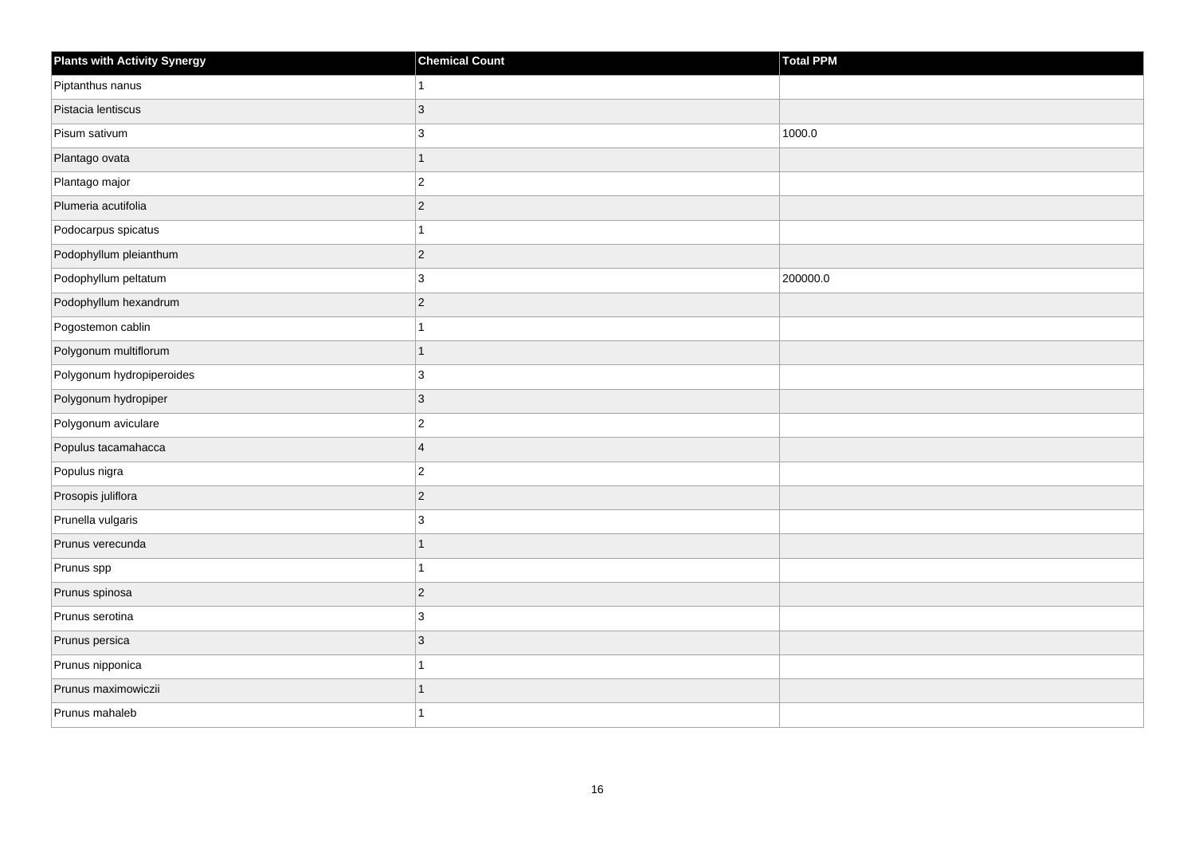| Plants with Activity Synergy | Chemical Count | Total PPM |
| --- | --- | --- |
| Piptanthus nanus | 1 | |
| Pistacia lentiscus | 3 | |
| Pisum sativum | 3 | 1000.0 |
| Plantago ovata | 1 | |
| Plantago major | 2 | |
| Plumeria acutifolia | 2 | |
| Podocarpus spicatus | 1 | |
| Podophyllum pleianthum | 2 | |
| Podophyllum peltatum | 3 | 200000.0 |
| Podophyllum hexandrum | 2 | |
| Pogostemon cablin | 1 | |
| Polygonum multiflorum | 1 | |
| Polygonum hydropiperoides | 3 | |
| Polygonum hydropiper | 3 | |
| Polygonum aviculare | 2 | |
| Populus tacamahacca | 4 | |
| Populus nigra | 2 | |
| Prosopis juliflora | 2 | |
| Prunella vulgaris | 3 | |
| Prunus verecunda | 1 | |
| Prunus spp | 1 | |
| Prunus spinosa | 2 | |
| Prunus serotina | 3 | |
| Prunus persica | 3 | |
| Prunus nipponica | 1 | |
| Prunus maximowiczii | 1 | |
| Prunus mahaleb | 1 | |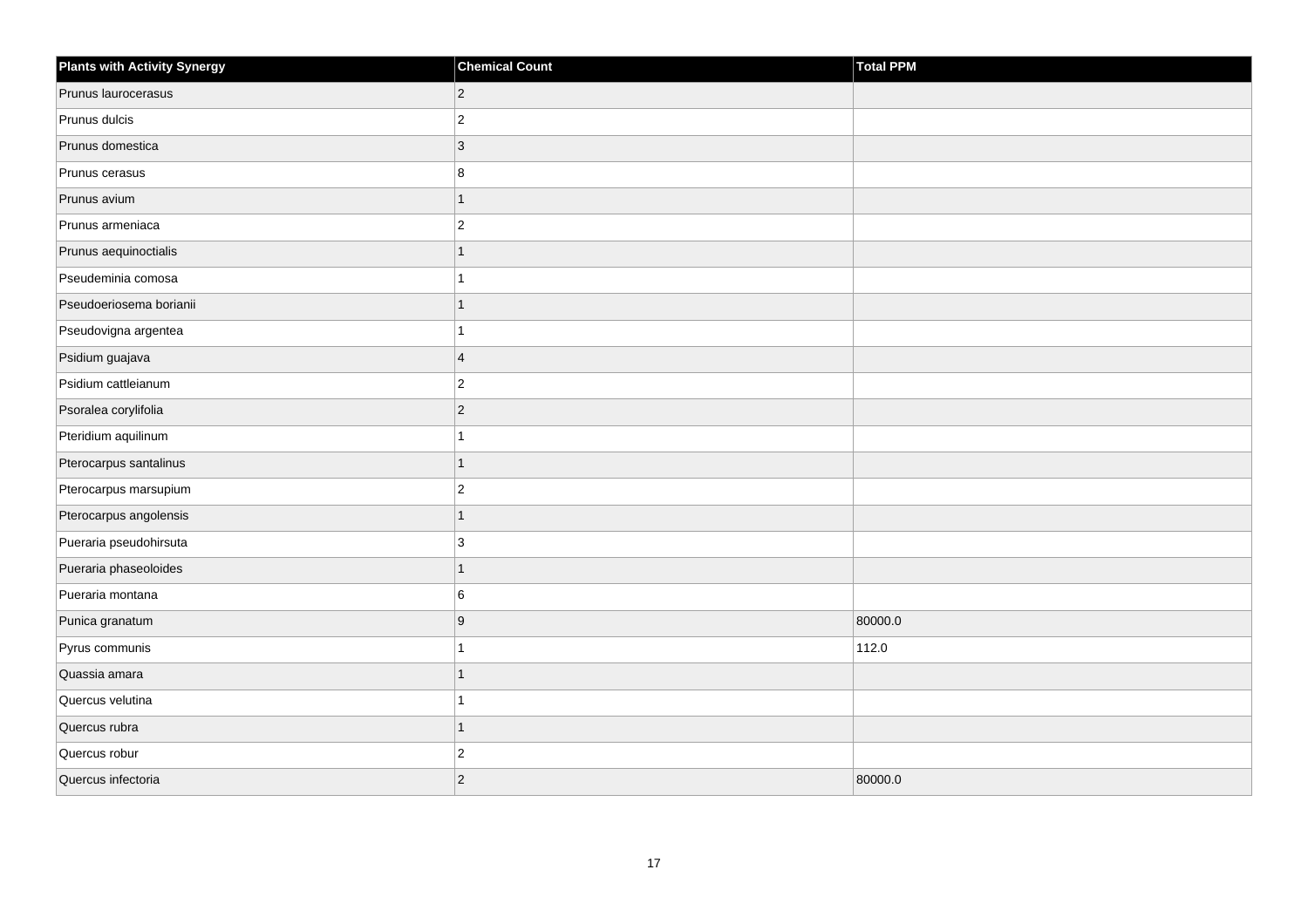| Plants with Activity Synergy | Chemical Count | Total PPM |
|---|---|---|
| Prunus laurocerasus | 2 | |
| Prunus dulcis | 2 | |
| Prunus domestica | 3 | |
| Prunus cerasus | 8 | |
| Prunus avium | 1 | |
| Prunus armeniaca | 2 | |
| Prunus aequinoctialis | 1 | |
| Pseudeminia comosa | 1 | |
| Pseudoeriosema borianii | 1 | |
| Pseudovigna argentea | 1 | |
| Psidium guajava | 4 | |
| Psidium cattleianum | 2 | |
| Psoralea corylifolia | 2 | |
| Pteridium aquilinum | 1 | |
| Pterocarpus santalinus | 1 | |
| Pterocarpus marsupium | 2 | |
| Pterocarpus angolensis | 1 | |
| Pueraria pseudohirsuta | 3 | |
| Pueraria phaseoloides | 1 | |
| Pueraria montana | 6 | |
| Punica granatum | 9 | 80000.0 |
| Pyrus communis | 1 | 112.0 |
| Quassia amara | 1 | |
| Quercus velutina | 1 | |
| Quercus rubra | 1 | |
| Quercus robur | 2 | |
| Quercus infectoria | 2 | 80000.0 |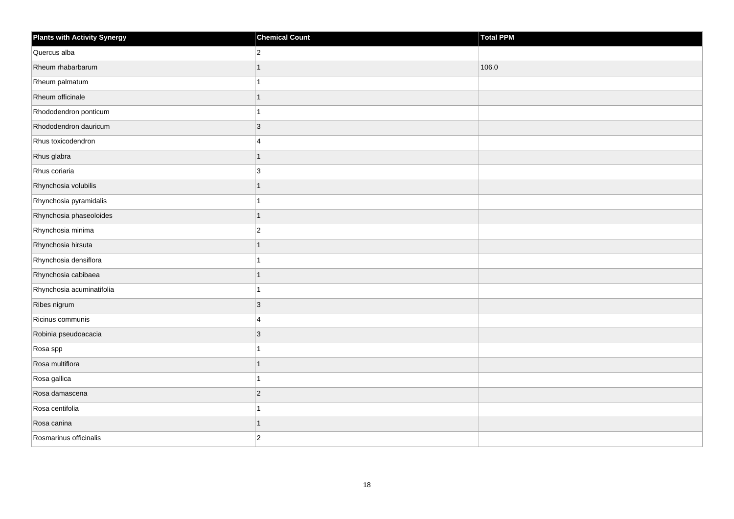| Plants with Activity Synergy | Chemical Count | Total PPM |
| --- | --- | --- |
| Quercus alba | 2 | |
| Rheum rhabarbarum | 1 | 106.0 |
| Rheum palmatum | 1 | |
| Rheum officinale | 1 | |
| Rhododendron ponticum | 1 | |
| Rhododendron dauricum | 3 | |
| Rhus toxicodendron | 4 | |
| Rhus glabra | 1 | |
| Rhus coriaria | 3 | |
| Rhynchosia volubilis | 1 | |
| Rhynchosia pyramidalis | 1 | |
| Rhynchosia phaseoloides | 1 | |
| Rhynchosia minima | 2 | |
| Rhynchosia hirsuta | 1 | |
| Rhynchosia densiflora | 1 | |
| Rhynchosia cabibaea | 1 | |
| Rhynchosia acuminatifolia | 1 | |
| Ribes nigrum | 3 | |
| Ricinus communis | 4 | |
| Robinia pseudoacacia | 3 | |
| Rosa spp | 1 | |
| Rosa multiflora | 1 | |
| Rosa gallica | 1 | |
| Rosa damascena | 2 | |
| Rosa centifolia | 1 | |
| Rosa canina | 1 | |
| Rosmarinus officinalis | 2 | |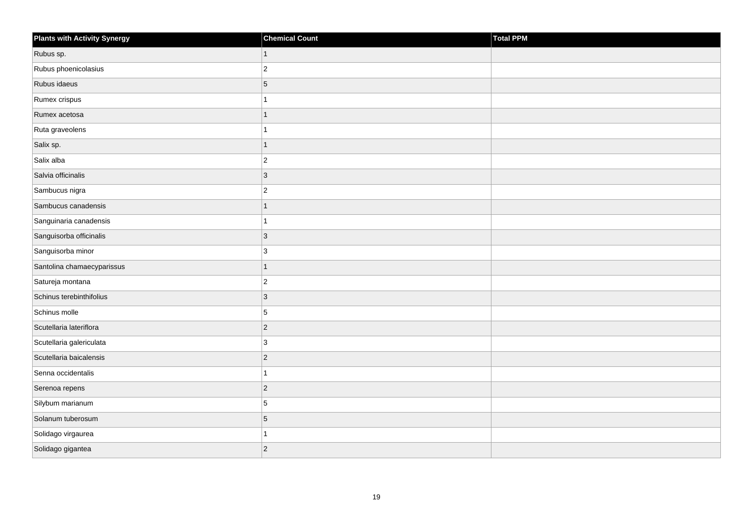| Plants with Activity Synergy | Chemical Count | Total PPM |
| --- | --- | --- |
| Rubus sp. | 1 | |
| Rubus phoenicolasius | 2 | |
| Rubus idaeus | 5 | |
| Rumex crispus | 1 | |
| Rumex acetosa | 1 | |
| Ruta graveolens | 1 | |
| Salix sp. | 1 | |
| Salix alba | 2 | |
| Salvia officinalis | 3 | |
| Sambucus nigra | 2 | |
| Sambucus canadensis | 1 | |
| Sanguinaria canadensis | 1 | |
| Sanguisorba officinalis | 3 | |
| Sanguisorba minor | 3 | |
| Santolina chamaecyparissus | 1 | |
| Satureja montana | 2 | |
| Schinus terebinthifolius | 3 | |
| Schinus molle | 5 | |
| Scutellaria lateriflora | 2 | |
| Scutellaria galericulata | 3 | |
| Scutellaria baicalensis | 2 | |
| Senna occidentalis | 1 | |
| Serenoa repens | 2 | |
| Silybum marianum | 5 | |
| Solanum tuberosum | 5 | |
| Solidago virgaurea | 1 | |
| Solidago gigantea | 2 | |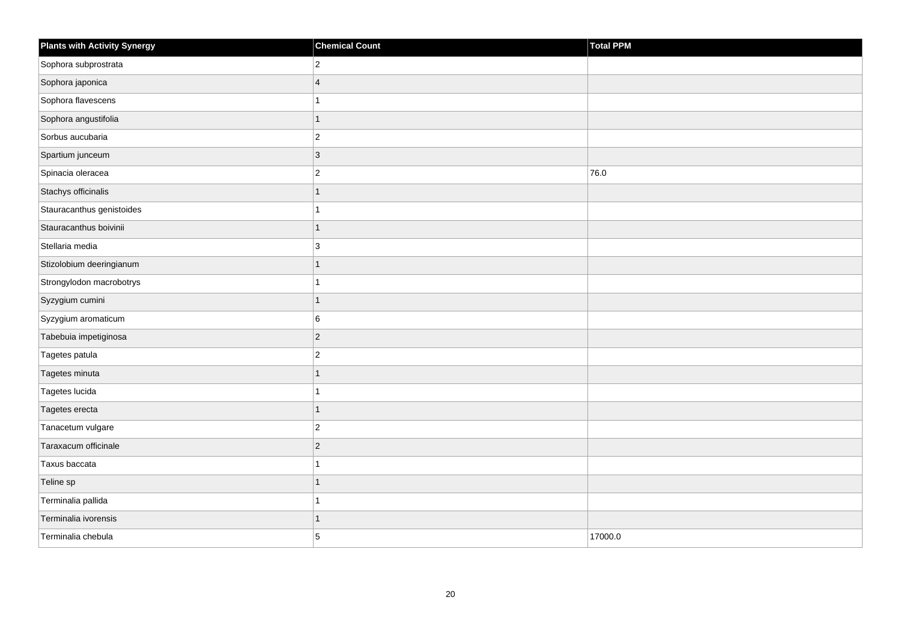| Plants with Activity Synergy | Chemical Count | Total PPM |
|---|---|---|
| Sophora subprostrata | 2 | |
| Sophora japonica | 4 | |
| Sophora flavescens | 1 | |
| Sophora angustifolia | 1 | |
| Sorbus aucubaria | 2 | |
| Spartium junceum | 3 | |
| Spinacia oleracea | 2 | 76.0 |
| Stachys officinalis | 1 | |
| Stauracanthus genistoides | 1 | |
| Stauracanthus boivinii | 1 | |
| Stellaria media | 3 | |
| Stizolobium deeringianum | 1 | |
| Strongylodon macrobotrys | 1 | |
| Syzygium cumini | 1 | |
| Syzygium aromaticum | 6 | |
| Tabebuia impetiginosa | 2 | |
| Tagetes patula | 2 | |
| Tagetes minuta | 1 | |
| Tagetes lucida | 1 | |
| Tagetes erecta | 1 | |
| Tanacetum vulgare | 2 | |
| Taraxacum officinale | 2 | |
| Taxus baccata | 1 | |
| Teline sp | 1 | |
| Terminalia pallida | 1 | |
| Terminalia ivorensis | 1 | |
| Terminalia chebula | 5 | 17000.0 |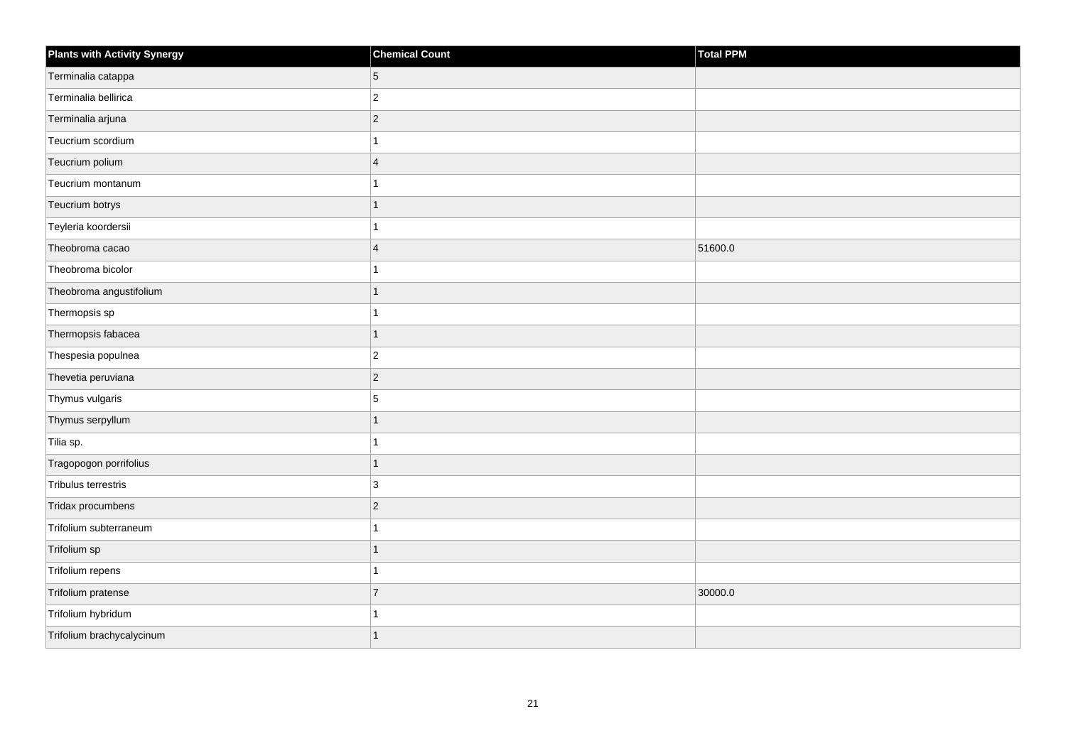| Plants with Activity Synergy | Chemical Count | Total PPM |
|---|---|---|
| Terminalia catappa | 5 | |
| Terminalia bellirica | 2 | |
| Terminalia arjuna | 2 | |
| Teucrium scordium | 1 | |
| Teucrium polium | 4 | |
| Teucrium montanum | 1 | |
| Teucrium botrys | 1 | |
| Teyleria koordersii | 1 | |
| Theobroma cacao | 4 | 51600.0 |
| Theobroma bicolor | 1 | |
| Theobroma angustifolium | 1 | |
| Thermopsis sp | 1 | |
| Thermopsis fabacea | 1 | |
| Thespesia populnea | 2 | |
| Thevetia peruviana | 2 | |
| Thymus vulgaris | 5 | |
| Thymus serpyllum | 1 | |
| Tilia sp. | 1 | |
| Tragopogon porrifolius | 1 | |
| Tribulus terrestris | 3 | |
| Tridax procumbens | 2 | |
| Trifolium subterraneum | 1 | |
| Trifolium sp | 1 | |
| Trifolium repens | 1 | |
| Trifolium pratense | 7 | 30000.0 |
| Trifolium hybridum | 1 | |
| Trifolium brachycalycinum | 1 | |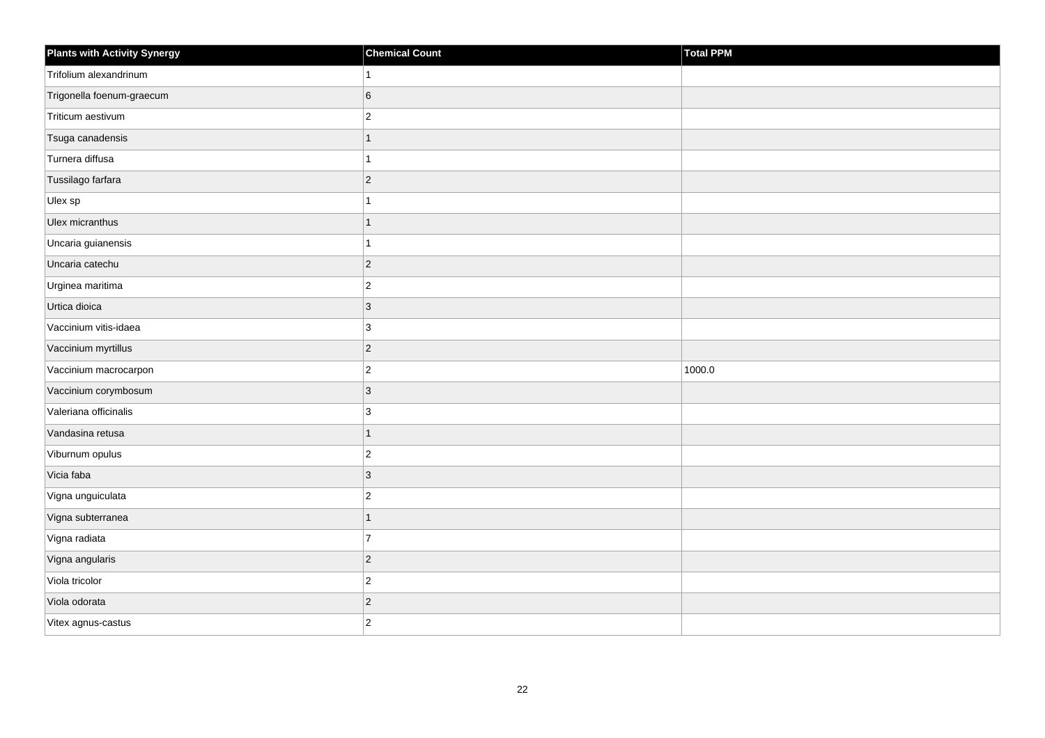| Plants with Activity Synergy | Chemical Count | Total PPM |
|---|---|---|
| Trifolium alexandrinum | 1 | |
| Trigonella foenum-graecum | 6 | |
| Triticum aestivum | 2 | |
| Tsuga canadensis | 1 | |
| Turnera diffusa | 1 | |
| Tussilago farfara | 2 | |
| Ulex sp | 1 | |
| Ulex micranthus | 1 | |
| Uncaria guianensis | 1 | |
| Uncaria catechu | 2 | |
| Urginea maritima | 2 | |
| Urtica dioica | 3 | |
| Vaccinium vitis-idaea | 3 | |
| Vaccinium myrtillus | 2 | |
| Vaccinium macrocarpon | 2 | 1000.0 |
| Vaccinium corymbosum | 3 | |
| Valeriana officinalis | 3 | |
| Vandasina retusa | 1 | |
| Viburnum opulus | 2 | |
| Vicia faba | 3 | |
| Vigna unguiculata | 2 | |
| Vigna subterranea | 1 | |
| Vigna radiata | 7 | |
| Vigna angularis | 2 | |
| Viola tricolor | 2 | |
| Viola odorata | 2 | |
| Vitex agnus-castus | 2 | |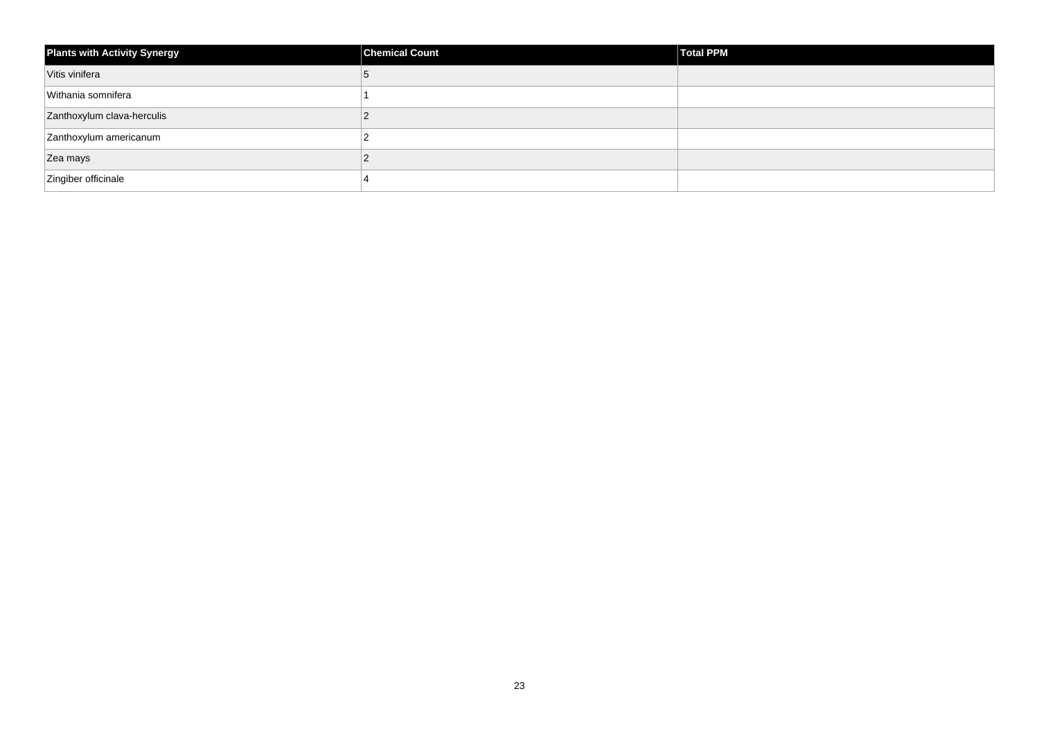| Plants with Activity Synergy | Chemical Count | Total PPM |
|---|---|---|
| Vitis vinifera | 5 | |
| Withania somnifera | 1 | |
| Zanthoxylum clava-herculis | 2 | |
| Zanthoxylum americanum | 2 | |
| Zea mays | 2 | |
| Zingiber officinale | 4 | |